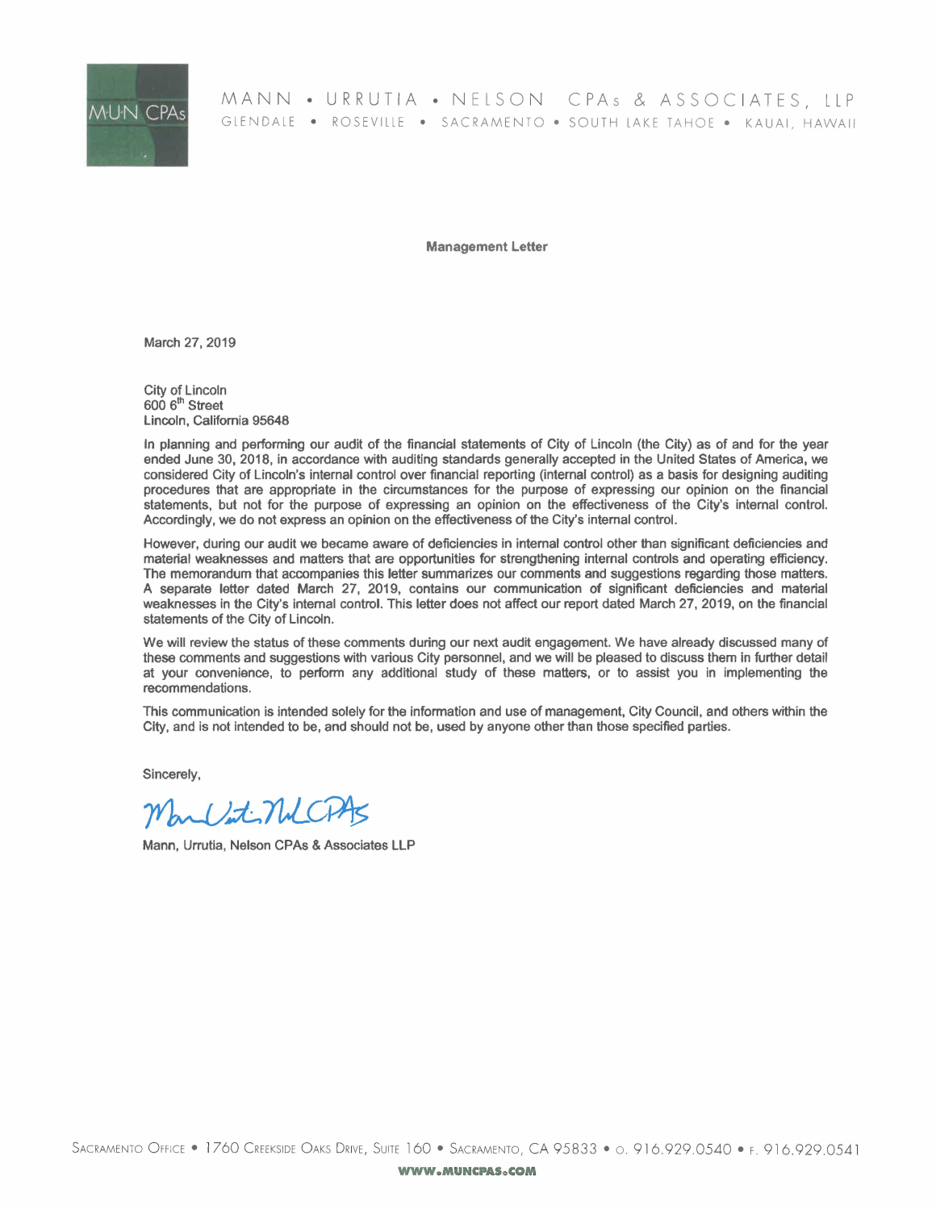MANN • URRUTIA • NELSON CPAs & ASSOCIATES, LLP

GLENDALE • ROSEVILLE • SACRAMENTO • SOUTH LAKE TAHOE • KAUAI, HAWAII

**Management Letter**

March 27, 2019

City of Lincoln
600 6th Street
Lincoln, California 95648

In planning and performing our audit of the financial statements of City of Lincoln (the City) as of and for the year ended June 30, 2018, in accordance with auditing standards generally accepted in the United States of America, we considered City of Lincoln's internal control over financial reporting (internal control) as a basis for designing auditing procedures that are appropriate in the circumstances for the purpose of expressing our opinion on the financial statements, but not for the purpose of expressing an opinion on the effectiveness of the City's internal control. Accordingly, we do not express an opinion on the effectiveness of the City's internal control.

However, during our audit we became aware of deficiencies in internal control other than significant deficiencies and material weaknesses and matters that are opportunities for strengthening internal controls and operating efficiency. The memorandum that accompanies this letter summarizes our comments and suggestions regarding those matters. A separate letter dated March 27, 2019, contains our communication of significant deficiencies and material weaknesses in the City's internal control. This letter does not affect our report dated March 27, 2019, on the financial statements of the City of Lincoln.

We will review the status of these comments during our next audit engagement. We have already discussed many of these comments and suggestions with various City personnel, and we will be pleased to discuss them in further detail at your convenience, to perform any additional study of these matters, or to assist you in implementing the recommendations.

This communication is intended solely for the information and use of management, City Council, and others within the City, and is not intended to be, and should not be, used by anyone other than those specified parties.

Sincerely,

Mann, Urrutia, Nelson CPAs & Associates LLP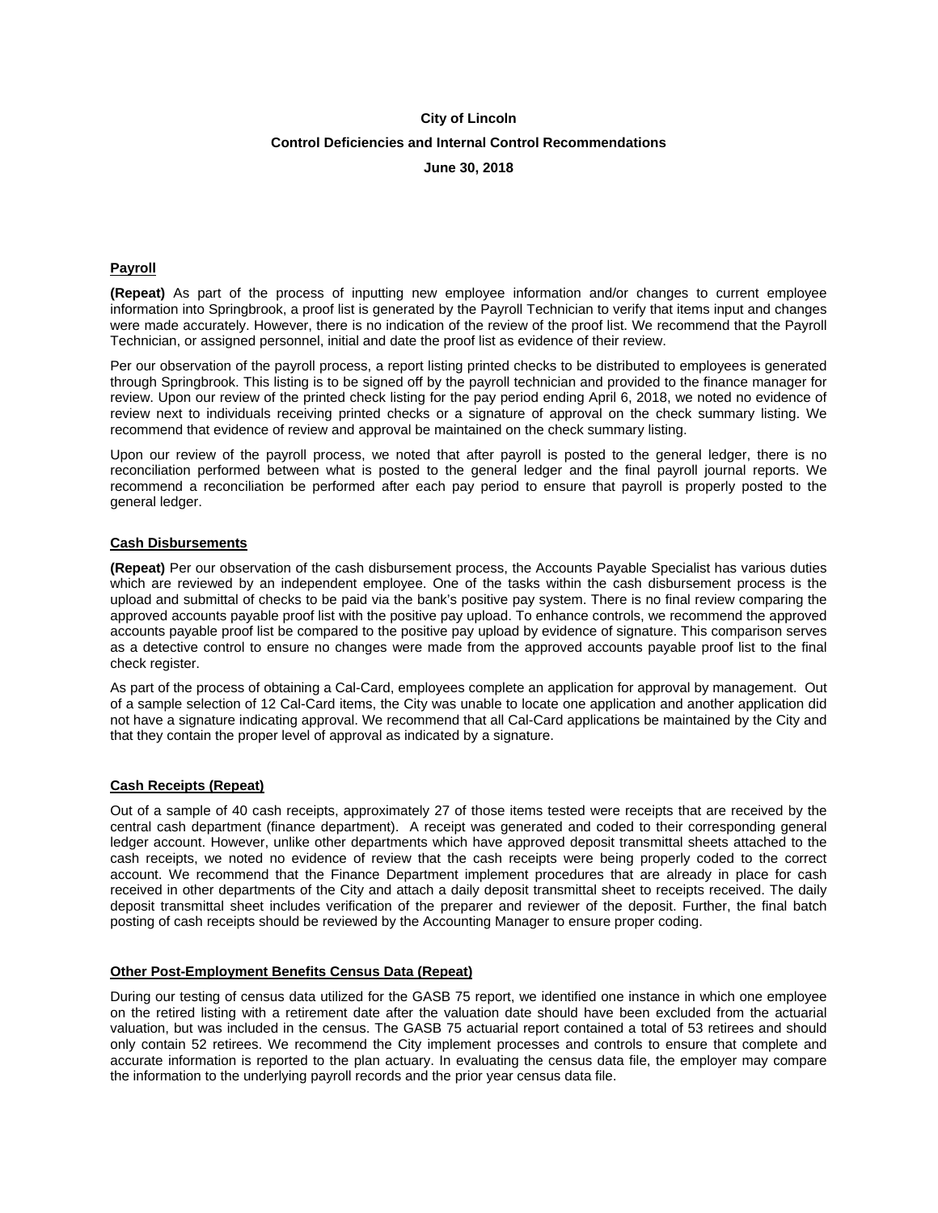**City of Lincoln**

**Control Deficiencies and Internal Control Recommendations**

**June 30, 2018**

## Payroll

**(Repeat)** As part of the process of inputting new employee information and/or changes to current employee information into Springbrook, a proof list is generated by the Payroll Technician to verify that items input and changes were made accurately. However, there is no indication of the review of the proof list. We recommend that the Payroll Technician, or assigned personnel, initial and date the proof list as evidence of their review.

Per our observation of the payroll process, a report listing printed checks to be distributed to employees is generated through Springbrook. This listing is to be signed off by the payroll technician and provided to the finance manager for review. Upon our review of the printed check listing for the pay period ending April 6, 2018, we noted no evidence of review next to individuals receiving printed checks or a signature of approval on the check summary listing. We recommend that evidence of review and approval be maintained on the check summary listing.

Upon our review of the payroll process, we noted that after payroll is posted to the general ledger, there is no reconciliation performed between what is posted to the general ledger and the final payroll journal reports. We recommend a reconciliation be performed after each pay period to ensure that payroll is properly posted to the general ledger.

## Cash Disbursements

**(Repeat)** Per our observation of the cash disbursement process, the Accounts Payable Specialist has various duties which are reviewed by an independent employee. One of the tasks within the cash disbursement process is the upload and submittal of checks to be paid via the bank's positive pay system. There is no final review comparing the approved accounts payable proof list with the positive pay upload. To enhance controls, we recommend the approved accounts payable proof list be compared to the positive pay upload by evidence of signature. This comparison serves as a detective control to ensure no changes were made from the approved accounts payable proof list to the final check register.

As part of the process of obtaining a Cal-Card, employees complete an application for approval by management. Out of a sample selection of 12 Cal-Card items, the City was unable to locate one application and another application did not have a signature indicating approval. We recommend that all Cal-Card applications be maintained by the City and that they contain the proper level of approval as indicated by a signature.

## Cash Receipts (Repeat)

Out of a sample of 40 cash receipts, approximately 27 of those items tested were receipts that are received by the central cash department (finance department). A receipt was generated and coded to their corresponding general ledger account. However, unlike other departments which have approved deposit transmittal sheets attached to the cash receipts, we noted no evidence of review that the cash receipts were being properly coded to the correct account. We recommend that the Finance Department implement procedures that are already in place for cash received in other departments of the City and attach a daily deposit transmittal sheet to receipts received. The daily deposit transmittal sheet includes verification of the preparer and reviewer of the deposit. Further, the final batch posting of cash receipts should be reviewed by the Accounting Manager to ensure proper coding.

## Other Post-Employment Benefits Census Data (Repeat)

During our testing of census data utilized for the GASB 75 report, we identified one instance in which one employee on the retired listing with a retirement date after the valuation date should have been excluded from the actuarial valuation, but was included in the census. The GASB 75 actuarial report contained a total of 53 retirees and should only contain 52 retirees. We recommend the City implement processes and controls to ensure that complete and accurate information is reported to the plan actuary. In evaluating the census data file, the employer may compare the information to the underlying payroll records and the prior year census data file.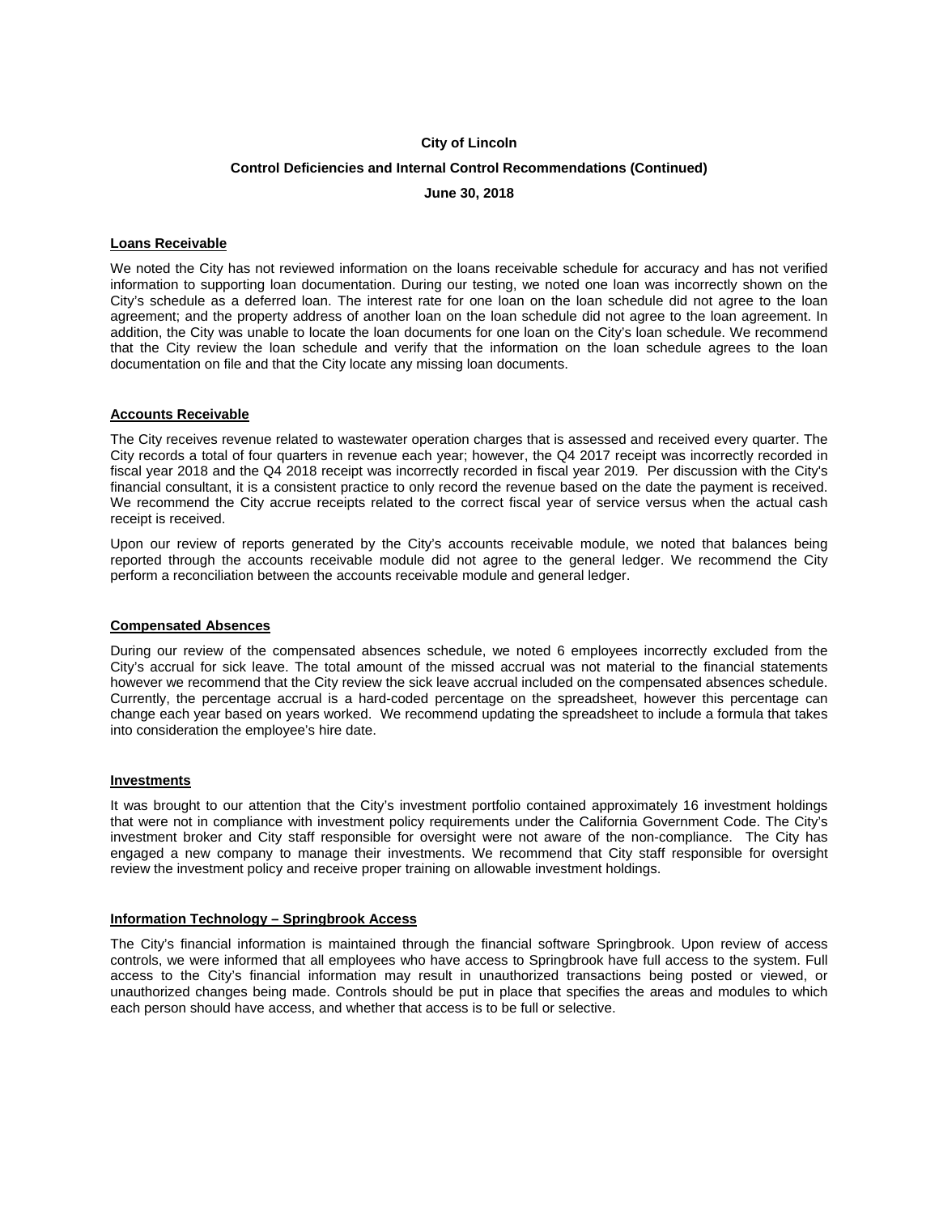**City of Lincoln**

**Control Deficiencies and Internal Control Recommendations (Continued)**

**June 30, 2018**

## Loans Receivable

We noted the City has not reviewed information on the loans receivable schedule for accuracy and has not verified information to supporting loan documentation. During our testing, we noted one loan was incorrectly shown on the City's schedule as a deferred loan. The interest rate for one loan on the loan schedule did not agree to the loan agreement; and the property address of another loan on the loan schedule did not agree to the loan agreement. In addition, the City was unable to locate the loan documents for one loan on the City's loan schedule. We recommend that the City review the loan schedule and verify that the information on the loan schedule agrees to the loan documentation on file and that the City locate any missing loan documents.

## Accounts Receivable

The City receives revenue related to wastewater operation charges that is assessed and received every quarter. The City records a total of four quarters in revenue each year; however, the Q4 2017 receipt was incorrectly recorded in fiscal year 2018 and the Q4 2018 receipt was incorrectly recorded in fiscal year 2019. Per discussion with the City's financial consultant, it is a consistent practice to only record the revenue based on the date the payment is received. We recommend the City accrue receipts related to the correct fiscal year of service versus when the actual cash receipt is received.

Upon our review of reports generated by the City's accounts receivable module, we noted that balances being reported through the accounts receivable module did not agree to the general ledger. We recommend the City perform a reconciliation between the accounts receivable module and general ledger.

## Compensated Absences

During our review of the compensated absences schedule, we noted 6 employees incorrectly excluded from the City's accrual for sick leave. The total amount of the missed accrual was not material to the financial statements however we recommend that the City review the sick leave accrual included on the compensated absences schedule. Currently, the percentage accrual is a hard-coded percentage on the spreadsheet, however this percentage can change each year based on years worked. We recommend updating the spreadsheet to include a formula that takes into consideration the employee's hire date.

## Investments

It was brought to our attention that the City's investment portfolio contained approximately 16 investment holdings that were not in compliance with investment policy requirements under the California Government Code. The City's investment broker and City staff responsible for oversight were not aware of the non-compliance. The City has engaged a new company to manage their investments. We recommend that City staff responsible for oversight review the investment policy and receive proper training on allowable investment holdings.

## Information Technology – Springbrook Access

The City's financial information is maintained through the financial software Springbrook. Upon review of access controls, we were informed that all employees who have access to Springbrook have full access to the system. Full access to the City's financial information may result in unauthorized transactions being posted or viewed, or unauthorized changes being made. Controls should be put in place that specifies the areas and modules to which each person should have access, and whether that access is to be full or selective.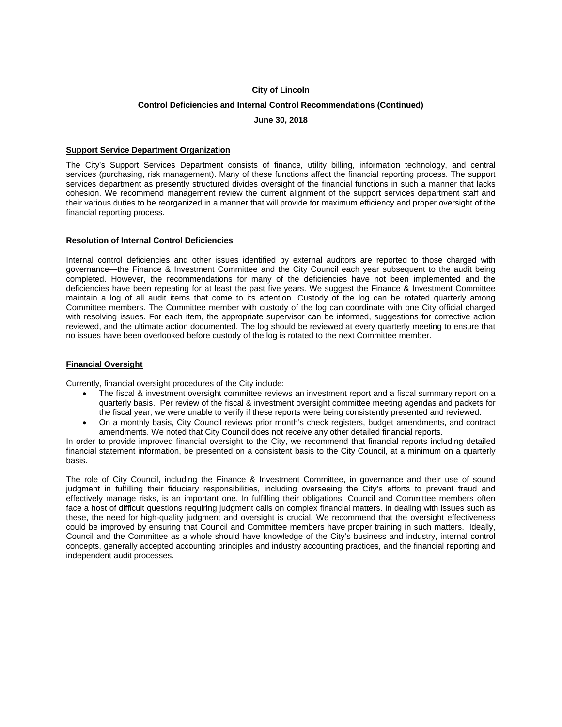**City of Lincoln**

**Control Deficiencies and Internal Control Recommendations (Continued)**

**June 30, 2018**

## Support Service Department Organization

The City's Support Services Department consists of finance, utility billing, information technology, and central services (purchasing, risk management). Many of these functions affect the financial reporting process. The support services department as presently structured divides oversight of the financial functions in such a manner that lacks cohesion. We recommend management review the current alignment of the support services department staff and their various duties to be reorganized in a manner that will provide for maximum efficiency and proper oversight of the financial reporting process.

## Resolution of Internal Control Deficiencies

Internal control deficiencies and other issues identified by external auditors are reported to those charged with governance—the Finance & Investment Committee and the City Council each year subsequent to the audit being completed. However, the recommendations for many of the deficiencies have not been implemented and the deficiencies have been repeating for at least the past five years. We suggest the Finance & Investment Committee maintain a log of all audit items that come to its attention. Custody of the log can be rotated quarterly among Committee members. The Committee member with custody of the log can coordinate with one City official charged with resolving issues. For each item, the appropriate supervisor can be informed, suggestions for corrective action reviewed, and the ultimate action documented. The log should be reviewed at every quarterly meeting to ensure that no issues have been overlooked before custody of the log is rotated to the next Committee member.

## Financial Oversight

Currently, financial oversight procedures of the City include:

- The fiscal & investment oversight committee reviews an investment report and a fiscal summary report on a quarterly basis. Per review of the fiscal & investment oversight committee meeting agendas and packets for the fiscal year, we were unable to verify if these reports were being consistently presented and reviewed.
- On a monthly basis, City Council reviews prior month's check registers, budget amendments, and contract amendments. We noted that City Council does not receive any other detailed financial reports.

In order to provide improved financial oversight to the City, we recommend that financial reports including detailed financial statement information, be presented on a consistent basis to the City Council, at a minimum on a quarterly basis.

The role of City Council, including the Finance & Investment Committee, in governance and their use of sound judgment in fulfilling their fiduciary responsibilities, including overseeing the City's efforts to prevent fraud and effectively manage risks, is an important one. In fulfilling their obligations, Council and Committee members often face a host of difficult questions requiring judgment calls on complex financial matters. In dealing with issues such as these, the need for high-quality judgment and oversight is crucial. We recommend that the oversight effectiveness could be improved by ensuring that Council and Committee members have proper training in such matters. Ideally, Council and the Committee as a whole should have knowledge of the City's business and industry, internal control concepts, generally accepted accounting principles and industry accounting practices, and the financial reporting and independent audit processes.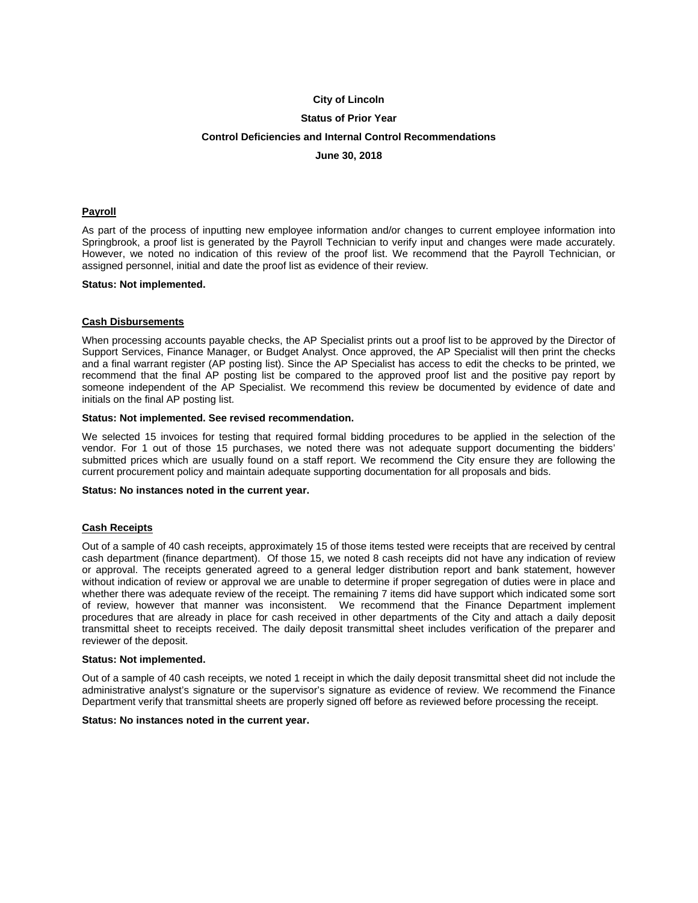# City of Lincoln

## Status of Prior Year

## Control Deficiencies and Internal Control Recommendations

## June 30, 2018

### Payroll

As part of the process of inputting new employee information and/or changes to current employee information into Springbrook, a proof list is generated by the Payroll Technician to verify input and changes were made accurately. However, we noted no indication of this review of the proof list. We recommend that the Payroll Technician, or assigned personnel, initial and date the proof list as evidence of their review.

**Status: Not implemented.**

### Cash Disbursements

When processing accounts payable checks, the AP Specialist prints out a proof list to be approved by the Director of Support Services, Finance Manager, or Budget Analyst. Once approved, the AP Specialist will then print the checks and a final warrant register (AP posting list). Since the AP Specialist has access to edit the checks to be printed, we recommend that the final AP posting list be compared to the approved proof list and the positive pay report by someone independent of the AP Specialist. We recommend this review be documented by evidence of date and initials on the final AP posting list.

**Status: Not implemented. See revised recommendation.**

We selected 15 invoices for testing that required formal bidding procedures to be applied in the selection of the vendor. For 1 out of those 15 purchases, we noted there was not adequate support documenting the bidders' submitted prices which are usually found on a staff report. We recommend the City ensure they are following the current procurement policy and maintain adequate supporting documentation for all proposals and bids.

**Status: No instances noted in the current year.**

### Cash Receipts

Out of a sample of 40 cash receipts, approximately 15 of those items tested were receipts that are received by central cash department (finance department). Of those 15, we noted 8 cash receipts did not have any indication of review or approval. The receipts generated agreed to a general ledger distribution report and bank statement, however without indication of review or approval we are unable to determine if proper segregation of duties were in place and whether there was adequate review of the receipt. The remaining 7 items did have support which indicated some sort of review, however that manner was inconsistent. We recommend that the Finance Department implement procedures that are already in place for cash received in other departments of the City and attach a daily deposit transmittal sheet to receipts received. The daily deposit transmittal sheet includes verification of the preparer and reviewer of the deposit.

**Status: Not implemented.**

Out of a sample of 40 cash receipts, we noted 1 receipt in which the daily deposit transmittal sheet did not include the administrative analyst's signature or the supervisor's signature as evidence of review. We recommend the Finance Department verify that transmittal sheets are properly signed off before as reviewed before processing the receipt.

**Status: No instances noted in the current year.**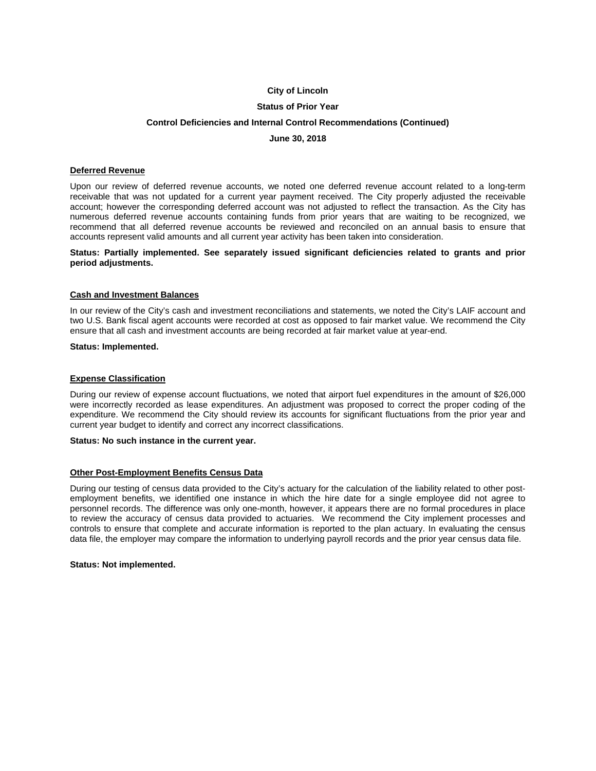**City of Lincoln**

**Status of Prior Year**

**Control Deficiencies and Internal Control Recommendations (Continued)**

**June 30, 2018**

## Deferred Revenue

Upon our review of deferred revenue accounts, we noted one deferred revenue account related to a long-term receivable that was not updated for a current year payment received. The City properly adjusted the receivable account; however the corresponding deferred account was not adjusted to reflect the transaction. As the City has numerous deferred revenue accounts containing funds from prior years that are waiting to be recognized, we recommend that all deferred revenue accounts be reviewed and reconciled on an annual basis to ensure that accounts represent valid amounts and all current year activity has been taken into consideration.

**Status: Partially implemented. See separately issued significant deficiencies related to grants and prior period adjustments.**

## Cash and Investment Balances

In our review of the City's cash and investment reconciliations and statements, we noted the City's LAIF account and two U.S. Bank fiscal agent accounts were recorded at cost as opposed to fair market value. We recommend the City ensure that all cash and investment accounts are being recorded at fair market value at year-end.

**Status: Implemented.**

## Expense Classification

During our review of expense account fluctuations, we noted that airport fuel expenditures in the amount of $26,000 were incorrectly recorded as lease expenditures. An adjustment was proposed to correct the proper coding of the expenditure. We recommend the City should review its accounts for significant fluctuations from the prior year and current year budget to identify and correct any incorrect classifications.

**Status: No such instance in the current year.**

## Other Post-Employment Benefits Census Data

During our testing of census data provided to the City's actuary for the calculation of the liability related to other post-employment benefits, we identified one instance in which the hire date for a single employee did not agree to personnel records. The difference was only one-month, however, it appears there are no formal procedures in place to review the accuracy of census data provided to actuaries. We recommend the City implement processes and controls to ensure that complete and accurate information is reported to the plan actuary. In evaluating the census data file, the employer may compare the information to underlying payroll records and the prior year census data file.

**Status: Not implemented.**